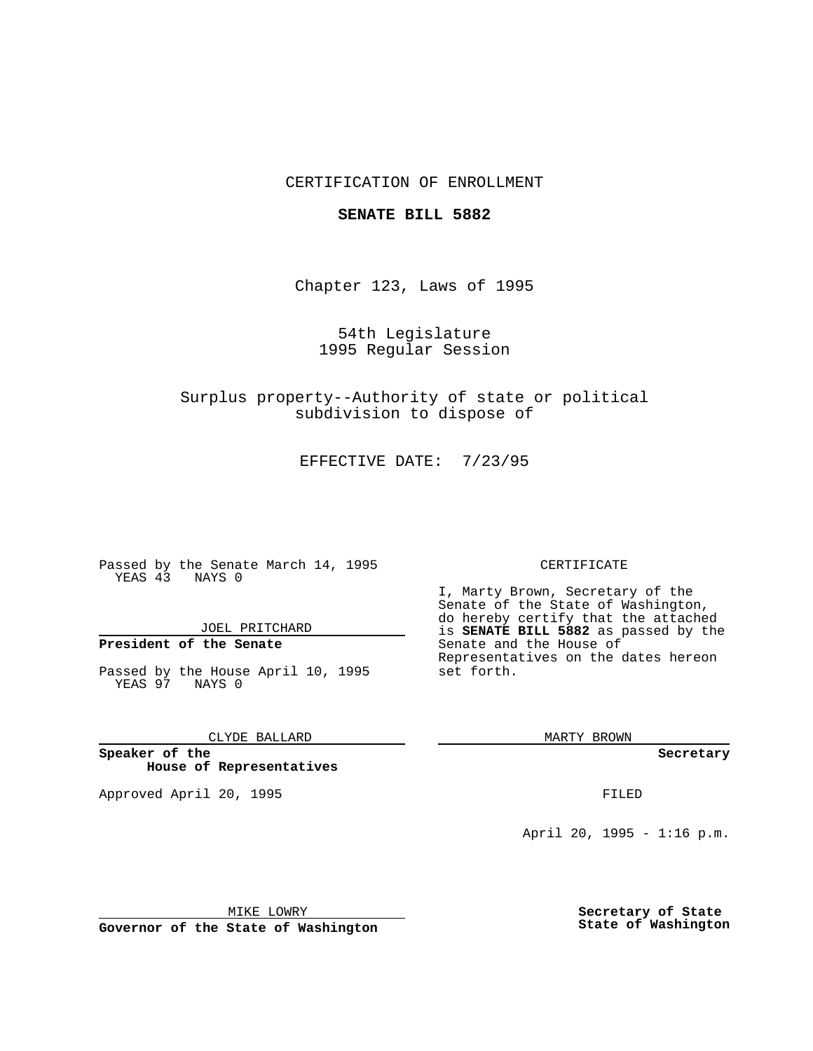CERTIFICATION OF ENROLLMENT

**SENATE BILL 5882**

Chapter 123, Laws of 1995

54th Legislature
1995 Regular Session

Surplus property--Authority of state or political subdivision to dispose of

EFFECTIVE DATE: 7/23/95

Passed by the Senate March 14, 1995
YEAS 43 NAYS 0

JOEL PRITCHARD

**President of the Senate**

Passed by the House April 10, 1995
YEAS 97 NAYS 0

CLYDE BALLARD

**Speaker of the House of Representatives**

Approved April 20, 1995

MIKE LOWRY

**Governor of the State of Washington**

CERTIFICATE

I, Marty Brown, Secretary of the Senate of the State of Washington, do hereby certify that the attached is **SENATE BILL 5882** as passed by the Senate and the House of Representatives on the dates hereon set forth.

MARTY BROWN

**Secretary**

FILED

April 20, 1995 - 1:16 p.m.

**Secretary of State State of Washington**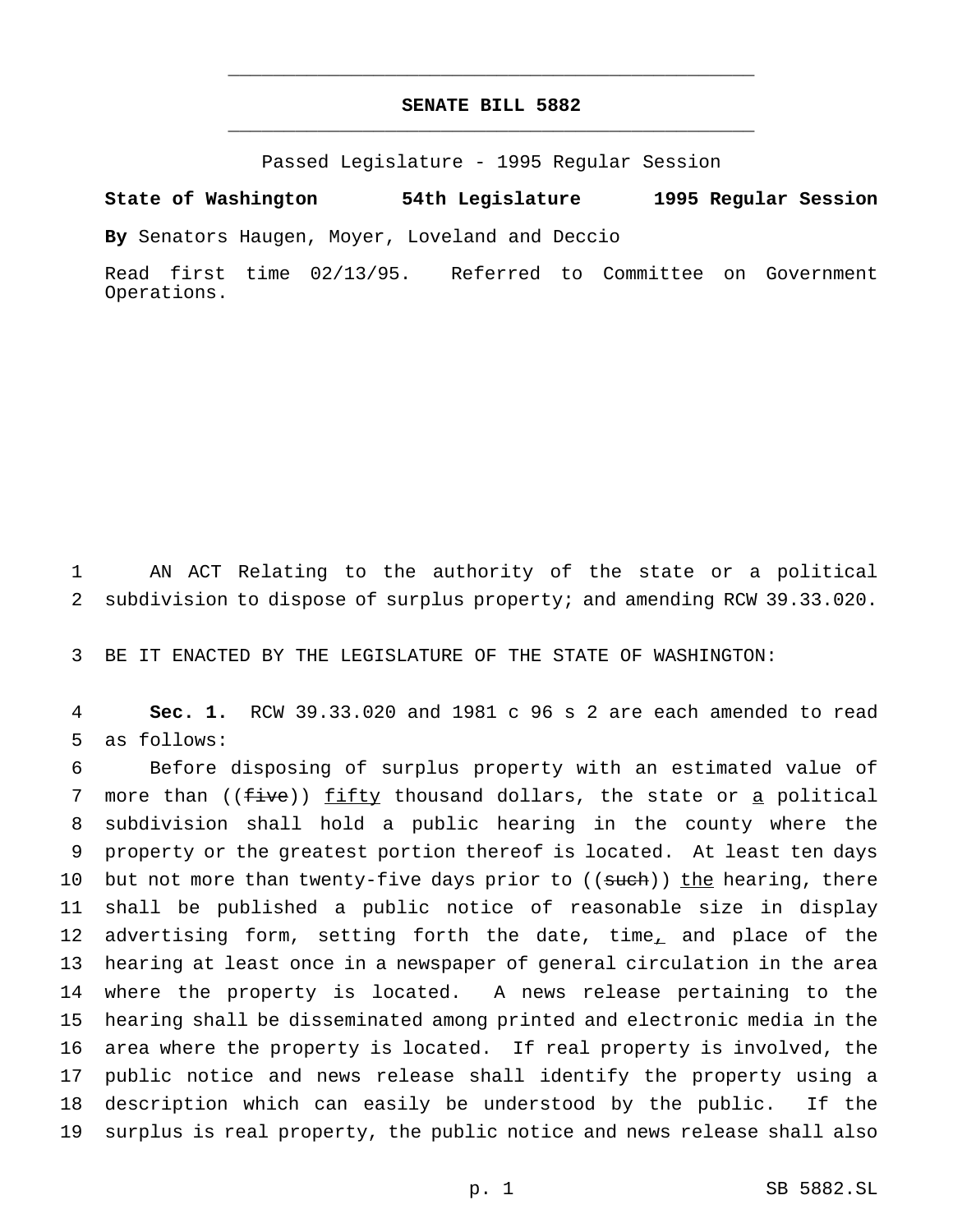# SENATE BILL 5882

Passed Legislature - 1995 Regular Session

**State of Washington 54th Legislature 1995 Regular Session**

**By** Senators Haugen, Moyer, Loveland and Deccio

Read first time 02/13/95. Referred to Committee on Government Operations.

1 AN ACT Relating to the authority of the state or a political
2 subdivision to dispose of surplus property; and amending RCW 39.33.020.

3 BE IT ENACTED BY THE LEGISLATURE OF THE STATE OF WASHINGTON:

4 **Sec. 1.** RCW 39.33.020 and 1981 c 96 s 2 are each amended to read
5 as follows:

6 Before disposing of surplus property with an estimated value of
7 more than ((~~five~~)) <u>fifty</u> thousand dollars, the state or <u>a</u> political
8 subdivision shall hold a public hearing in the county where the
9 property or the greatest portion thereof is located. At least ten days
10 but not more than twenty-five days prior to ((~~such~~)) <u>the</u> hearing, there
11 shall be published a public notice of reasonable size in display
12 advertising form, setting forth the date, time<u>,</u> and place of the
13 hearing at least once in a newspaper of general circulation in the area
14 where the property is located. A news release pertaining to the
15 hearing shall be disseminated among printed and electronic media in the
16 area where the property is located. If real property is involved, the
17 public notice and news release shall identify the property using a
18 description which can easily be understood by the public. If the
19 surplus is real property, the public notice and news release shall also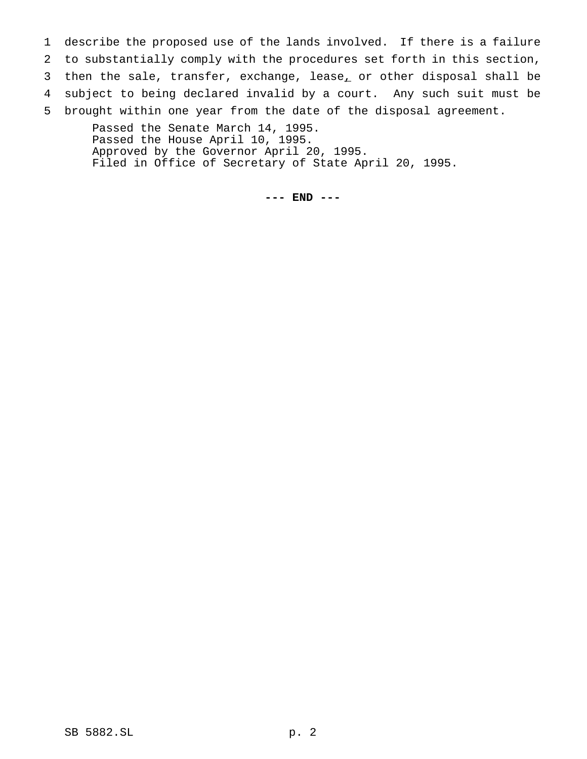describe the proposed use of the lands involved. If there is a failure to substantially comply with the procedures set forth in this section, then the sale, transfer, exchange, lease, or other disposal shall be subject to being declared invalid by a court. Any such suit must be brought within one year from the date of the disposal agreement.

Passed the Senate March 14, 1995.
Passed the House April 10, 1995.
Approved by the Governor April 20, 1995.
Filed in Office of Secretary of State April 20, 1995.

**--- END ---**